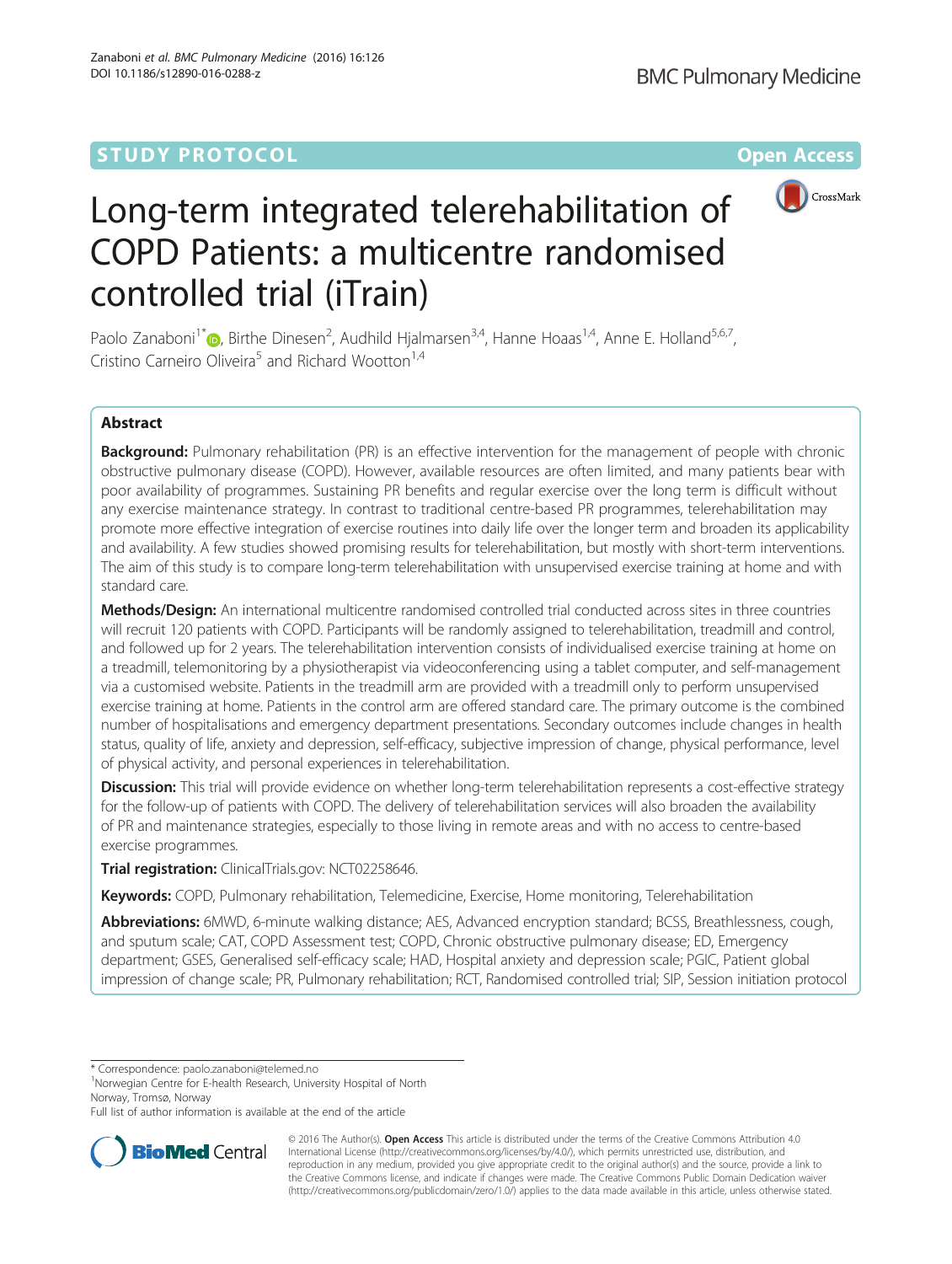STUDY PROTOCOL **Open Access**

# Long-term integrated telerehabilitation of COPD Patients: a multicentre randomised controlled trial (iTrain)

Paolo Zanaboni[1*], Birthe Dinesen[2], Audhild Hjalmarsen[3,4], Hanne Hoaas[1,4], Anne E. Holland[5,6,7], Cristino Carneiro Oliveira[5] and Richard Wootton[1,4]

## Abstract

**Background:** Pulmonary rehabilitation (PR) is an effective intervention for the management of people with chronic obstructive pulmonary disease (COPD). However, available resources are often limited, and many patients bear with poor availability of programmes. Sustaining PR benefits and regular exercise over the long term is difficult without any exercise maintenance strategy. In contrast to traditional centre-based PR programmes, telerehabilitation may promote more effective integration of exercise routines into daily life over the longer term and broaden its applicability and availability. A few studies showed promising results for telerehabilitation, but mostly with short-term interventions. The aim of this study is to compare long-term telerehabilitation with unsupervised exercise training at home and with standard care.

**Methods/Design:** An international multicentre randomised controlled trial conducted across sites in three countries will recruit 120 patients with COPD. Participants will be randomly assigned to telerehabilitation, treadmill and control, and followed up for 2 years. The telerehabilitation intervention consists of individualised exercise training at home on a treadmill, telemonitoring by a physiotherapist via videoconferencing using a tablet computer, and self-management via a customised website. Patients in the treadmill arm are provided with a treadmill only to perform unsupervised exercise training at home. Patients in the control arm are offered standard care. The primary outcome is the combined number of hospitalisations and emergency department presentations. Secondary outcomes include changes in health status, quality of life, anxiety and depression, self-efficacy, subjective impression of change, physical performance, level of physical activity, and personal experiences in telerehabilitation.

**Discussion:** This trial will provide evidence on whether long-term telerehabilitation represents a cost-effective strategy for the follow-up of patients with COPD. The delivery of telerehabilitation services will also broaden the availability of PR and maintenance strategies, especially to those living in remote areas and with no access to centre-based exercise programmes.

**Trial registration:** ClinicalTrials.gov: NCT02258646.

**Keywords:** COPD, Pulmonary rehabilitation, Telemedicine, Exercise, Home monitoring, Telerehabilitation

**Abbreviations:** 6MWD, 6-minute walking distance; AES, Advanced encryption standard; BCSS, Breathlessness, cough, and sputum scale; CAT, COPD Assessment test; COPD, Chronic obstructive pulmonary disease; ED, Emergency department; GSES, Generalised self-efficacy scale; HAD, Hospital anxiety and depression scale; PGIC, Patient global impression of change scale; PR, Pulmonary rehabilitation; RCT, Randomised controlled trial; SIP, Session initiation protocol

\* Correspondence: paolo.zanaboni@telemed.no

[1]Norwegian Centre for E-health Research, University Hospital of North Norway, Tromsø, Norway

Full list of author information is available at the end of the article

© 2016 The Author(s). **Open Access** This article is distributed under the terms of the Creative Commons Attribution 4.0 International License (http://creativecommons.org/licenses/by/4.0/), which permits unrestricted use, distribution, and reproduction in any medium, provided you give appropriate credit to the original author(s) and the source, provide a link to the Creative Commons license, and indicate if changes were made. The Creative Commons Public Domain Dedication waiver (http://creativecommons.org/publicdomain/zero/1.0/) applies to the data made available in this article, unless otherwise stated.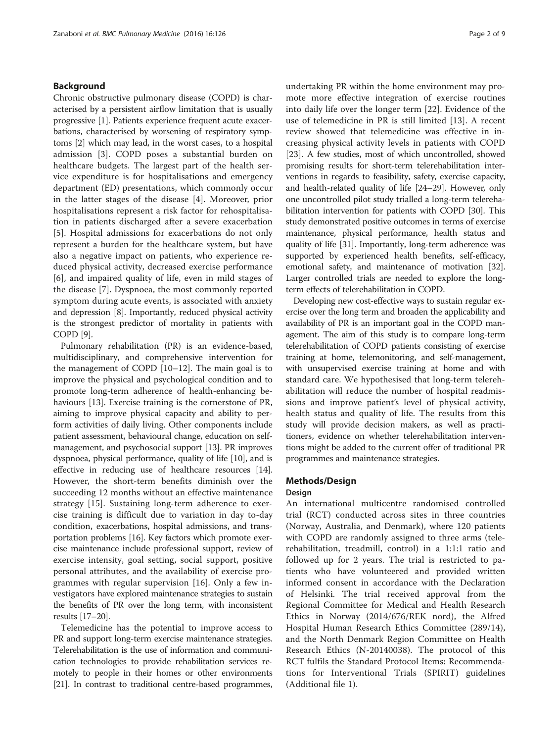## Background

Chronic obstructive pulmonary disease (COPD) is characterised by a persistent airflow limitation that is usually progressive [1]. Patients experience frequent acute exacerbations, characterised by worsening of respiratory symptoms [2] which may lead, in the worst cases, to a hospital admission [3]. COPD poses a substantial burden on healthcare budgets. The largest part of the health service expenditure is for hospitalisations and emergency department (ED) presentations, which commonly occur in the latter stages of the disease [4]. Moreover, prior hospitalisations represent a risk factor for rehospitalisation in patients discharged after a severe exacerbation [5]. Hospital admissions for exacerbations do not only represent a burden for the healthcare system, but have also a negative impact on patients, who experience reduced physical activity, decreased exercise performance [6], and impaired quality of life, even in mild stages of the disease [7]. Dyspnoea, the most commonly reported symptom during acute events, is associated with anxiety and depression [8]. Importantly, reduced physical activity is the strongest predictor of mortality in patients with COPD [9].

Pulmonary rehabilitation (PR) is an evidence-based, multidisciplinary, and comprehensive intervention for the management of COPD [10–12]. The main goal is to improve the physical and psychological condition and to promote long-term adherence of health-enhancing behaviours [13]. Exercise training is the cornerstone of PR, aiming to improve physical capacity and ability to perform activities of daily living. Other components include patient assessment, behavioural change, education on self-management, and psychosocial support [13]. PR improves dyspnoea, physical performance, quality of life [10], and is effective in reducing use of healthcare resources [14]. However, the short-term benefits diminish over the succeeding 12 months without an effective maintenance strategy [15]. Sustaining long-term adherence to exercise training is difficult due to variation in day to-day condition, exacerbations, hospital admissions, and transportation problems [16]. Key factors which promote exercise maintenance include professional support, review of exercise intensity, goal setting, social support, positive personal attributes, and the availability of exercise programmes with regular supervision [16]. Only a few investigators have explored maintenance strategies to sustain the benefits of PR over the long term, with inconsistent results [17–20].

Telemedicine has the potential to improve access to PR and support long-term exercise maintenance strategies. Telerehabilitation is the use of information and communication technologies to provide rehabilitation services remotely to people in their homes or other environments [21]. In contrast to traditional centre-based programmes, undertaking PR within the home environment may promote more effective integration of exercise routines into daily life over the longer term [22]. Evidence of the use of telemedicine in PR is still limited [13]. A recent review showed that telemedicine was effective in increasing physical activity levels in patients with COPD [23]. A few studies, most of which uncontrolled, showed promising results for short-term telerehabilitation interventions in regards to feasibility, safety, exercise capacity, and health-related quality of life [24–29]. However, only one uncontrolled pilot study trialled a long-term telerehabilitation intervention for patients with COPD [30]. This study demonstrated positive outcomes in terms of exercise maintenance, physical performance, health status and quality of life [31]. Importantly, long-term adherence was supported by experienced health benefits, self-efficacy, emotional safety, and maintenance of motivation [32]. Larger controlled trials are needed to explore the long-term effects of telerehabilitation in COPD.

Developing new cost-effective ways to sustain regular exercise over the long term and broaden the applicability and availability of PR is an important goal in the COPD management. The aim of this study is to compare long-term telerehabilitation of COPD patients consisting of exercise training at home, telemonitoring, and self-management, with unsupervised exercise training at home and with standard care. We hypothesised that long-term telerehabilitation will reduce the number of hospital readmissions and improve patient's level of physical activity, health status and quality of life. The results from this study will provide decision makers, as well as practitioners, evidence on whether telerehabilitation interventions might be added to the current offer of traditional PR programmes and maintenance strategies.

## Methods/Design

### Design

An international multicentre randomised controlled trial (RCT) conducted across sites in three countries (Norway, Australia, and Denmark), where 120 patients with COPD are randomly assigned to three arms (telerehabilitation, treadmill, control) in a 1:1:1 ratio and followed up for 2 years. The trial is restricted to patients who have volunteered and provided written informed consent in accordance with the Declaration of Helsinki. The trial received approval from the Regional Committee for Medical and Health Research Ethics in Norway (2014/676/REK nord), the Alfred Hospital Human Research Ethics Committee (289/14), and the North Denmark Region Committee on Health Research Ethics (N-20140038). The protocol of this RCT fulfils the Standard Protocol Items: Recommendations for Interventional Trials (SPIRIT) guidelines (Additional file 1).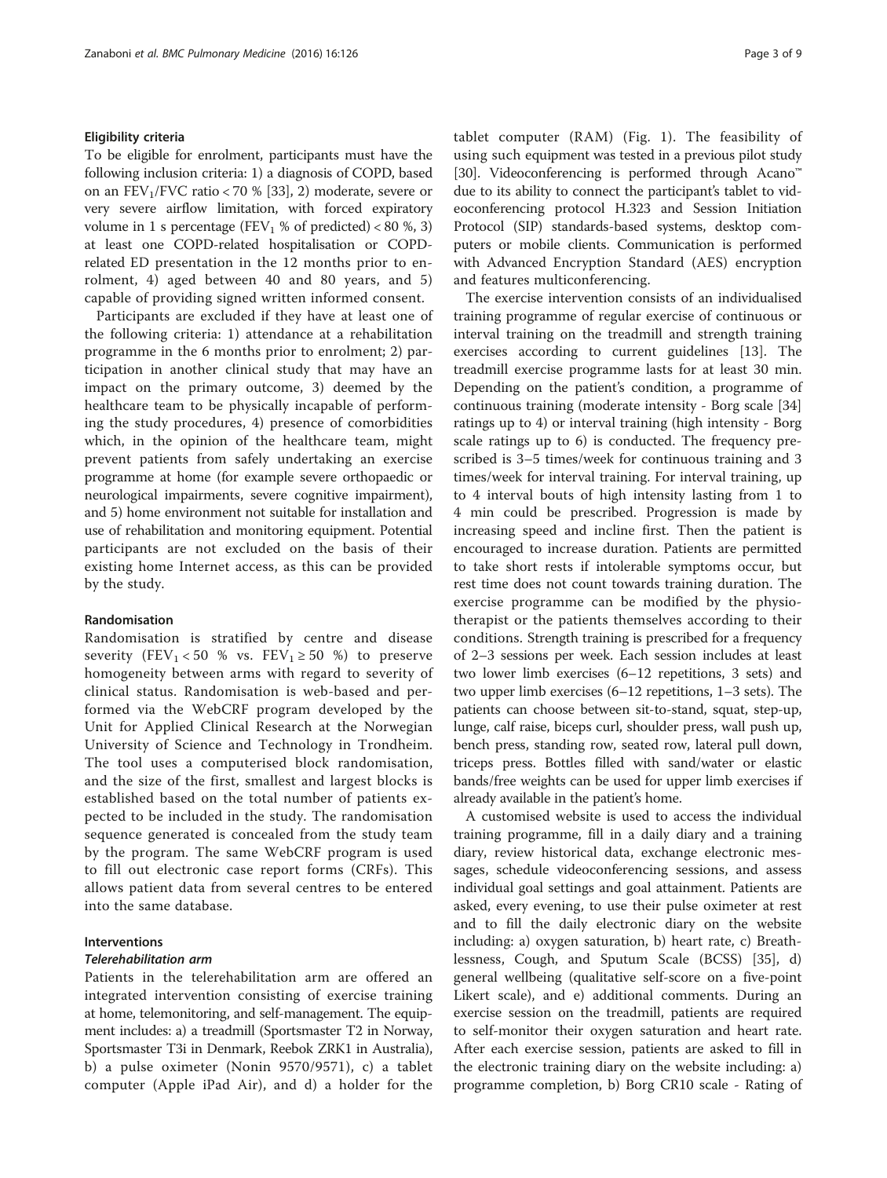### Eligibility criteria

To be eligible for enrolment, participants must have the following inclusion criteria: 1) a diagnosis of COPD, based on an $FEV_1$/FVC ratio < 70 % [33], 2) moderate, severe or very severe airflow limitation, with forced expiratory volume in 1 s percentage ($FEV_1$ % of predicted) < 80 %, 3) at least one COPD-related hospitalisation or COPD-related ED presentation in the 12 months prior to enrolment, 4) aged between 40 and 80 years, and 5) capable of providing signed written informed consent.

Participants are excluded if they have at least one of the following criteria: 1) attendance at a rehabilitation programme in the 6 months prior to enrolment; 2) participation in another clinical study that may have an impact on the primary outcome, 3) deemed by the healthcare team to be physically incapable of performing the study procedures, 4) presence of comorbidities which, in the opinion of the healthcare team, might prevent patients from safely undertaking an exercise programme at home (for example severe orthopaedic or neurological impairments, severe cognitive impairment), and 5) home environment not suitable for installation and use of rehabilitation and monitoring equipment. Potential participants are not excluded on the basis of their existing home Internet access, as this can be provided by the study.

### Randomisation

Randomisation is stratified by centre and disease severity ($FEV_1$ < 50 % vs. $FEV_1 \geq 50$ %) to preserve homogeneity between arms with regard to severity of clinical status. Randomisation is web-based and performed via the WebCRF program developed by the Unit for Applied Clinical Research at the Norwegian University of Science and Technology in Trondheim. The tool uses a computerised block randomisation, and the size of the first, smallest and largest blocks is established based on the total number of patients expected to be included in the study. The randomisation sequence generated is concealed from the study team by the program. The same WebCRF program is used to fill out electronic case report forms (CRFs). This allows patient data from several centres to be entered into the same database.

### Interventions

#### *Telerehabilitation arm*

Patients in the telerehabilitation arm are offered an integrated intervention consisting of exercise training at home, telemonitoring, and self-management. The equipment includes: a) a treadmill (Sportsmaster T2 in Norway, Sportsmaster T3i in Denmark, Reebok ZRK1 in Australia), b) a pulse oximeter (Nonin 9570/9571), c) a tablet computer (Apple iPad Air), and d) a holder for the tablet computer (RAM) (Fig. 1). The feasibility of using such equipment was tested in a previous pilot study [30]. Videoconferencing is performed through Acano™ due to its ability to connect the participant's tablet to videoconferencing protocol H.323 and Session Initiation Protocol (SIP) standards-based systems, desktop computers or mobile clients. Communication is performed with Advanced Encryption Standard (AES) encryption and features multiconferencing.

The exercise intervention consists of an individualised training programme of regular exercise of continuous or interval training on the treadmill and strength training exercises according to current guidelines [13]. The treadmill exercise programme lasts for at least 30 min. Depending on the patient's condition, a programme of continuous training (moderate intensity - Borg scale [34] ratings up to 4) or interval training (high intensity - Borg scale ratings up to 6) is conducted. The frequency prescribed is 3–5 times/week for continuous training and 3 times/week for interval training. For interval training, up to 4 interval bouts of high intensity lasting from 1 to 4 min could be prescribed. Progression is made by increasing speed and incline first. Then the patient is encouraged to increase duration. Patients are permitted to take short rests if intolerable symptoms occur, but rest time does not count towards training duration. The exercise programme can be modified by the physiotherapist or the patients themselves according to their conditions. Strength training is prescribed for a frequency of 2–3 sessions per week. Each session includes at least two lower limb exercises (6–12 repetitions, 3 sets) and two upper limb exercises (6–12 repetitions, 1–3 sets). The patients can choose between sit-to-stand, squat, step-up, lunge, calf raise, biceps curl, shoulder press, wall push up, bench press, standing row, seated row, lateral pull down, triceps press. Bottles filled with sand/water or elastic bands/free weights can be used for upper limb exercises if already available in the patient's home.

A customised website is used to access the individual training programme, fill in a daily diary and a training diary, review historical data, exchange electronic messages, schedule videoconferencing sessions, and assess individual goal settings and goal attainment. Patients are asked, every evening, to use their pulse oximeter at rest and to fill the daily electronic diary on the website including: a) oxygen saturation, b) heart rate, c) Breathlessness, Cough, and Sputum Scale (BCSS) [35], d) general wellbeing (qualitative self-score on a five-point Likert scale), and e) additional comments. During an exercise session on the treadmill, patients are required to self-monitor their oxygen saturation and heart rate. After each exercise session, patients are asked to fill in the electronic training diary on the website including: a) programme completion, b) Borg CR10 scale - Rating of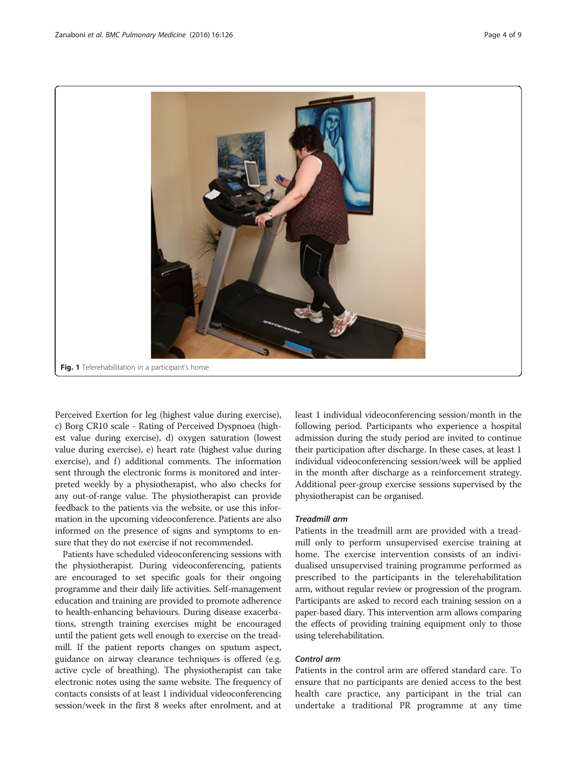Fig. 1 Telerehabilitation in a participant's home

Perceived Exertion for leg (highest value during exercise), c) Borg CR10 scale - Rating of Perceived Dyspnoea (highest value during exercise), d) oxygen saturation (lowest value during exercise), e) heart rate (highest value during exercise), and f) additional comments. The information sent through the electronic forms is monitored and interpreted weekly by a physiotherapist, who also checks for any out-of-range value. The physiotherapist can provide feedback to the patients via the website, or use this information in the upcoming videoconference. Patients are also informed on the presence of signs and symptoms to ensure that they do not exercise if not recommended.

Patients have scheduled videoconferencing sessions with the physiotherapist. During videoconferencing, patients are encouraged to set specific goals for their ongoing programme and their daily life activities. Self-management education and training are provided to promote adherence to health-enhancing behaviours. During disease exacerbations, strength training exercises might be encouraged until the patient gets well enough to exercise on the treadmill. If the patient reports changes on sputum aspect, guidance on airway clearance techniques is offered (e.g. active cycle of breathing). The physiotherapist can take electronic notes using the same website. The frequency of contacts consists of at least 1 individual videoconferencing session/week in the first 8 weeks after enrolment, and at least 1 individual videoconferencing session/month in the following period. Participants who experience a hospital admission during the study period are invited to continue their participation after discharge. In these cases, at least 1 individual videoconferencing session/week will be applied in the month after discharge as a reinforcement strategy. Additional peer-group exercise sessions supervised by the physiotherapist can be organised.

### *Treadmill arm*

Patients in the treadmill arm are provided with a treadmill only to perform unsupervised exercise training at home. The exercise intervention consists of an individualised unsupervised training programme performed as prescribed to the participants in the telerehabilitation arm, without regular review or progression of the program. Participants are asked to record each training session on a paper-based diary. This intervention arm allows comparing the effects of providing training equipment only to those using telerehabilitation.

### *Control arm*

Patients in the control arm are offered standard care. To ensure that no participants are denied access to the best health care practice, any participant in the trial can undertake a traditional PR programme at any time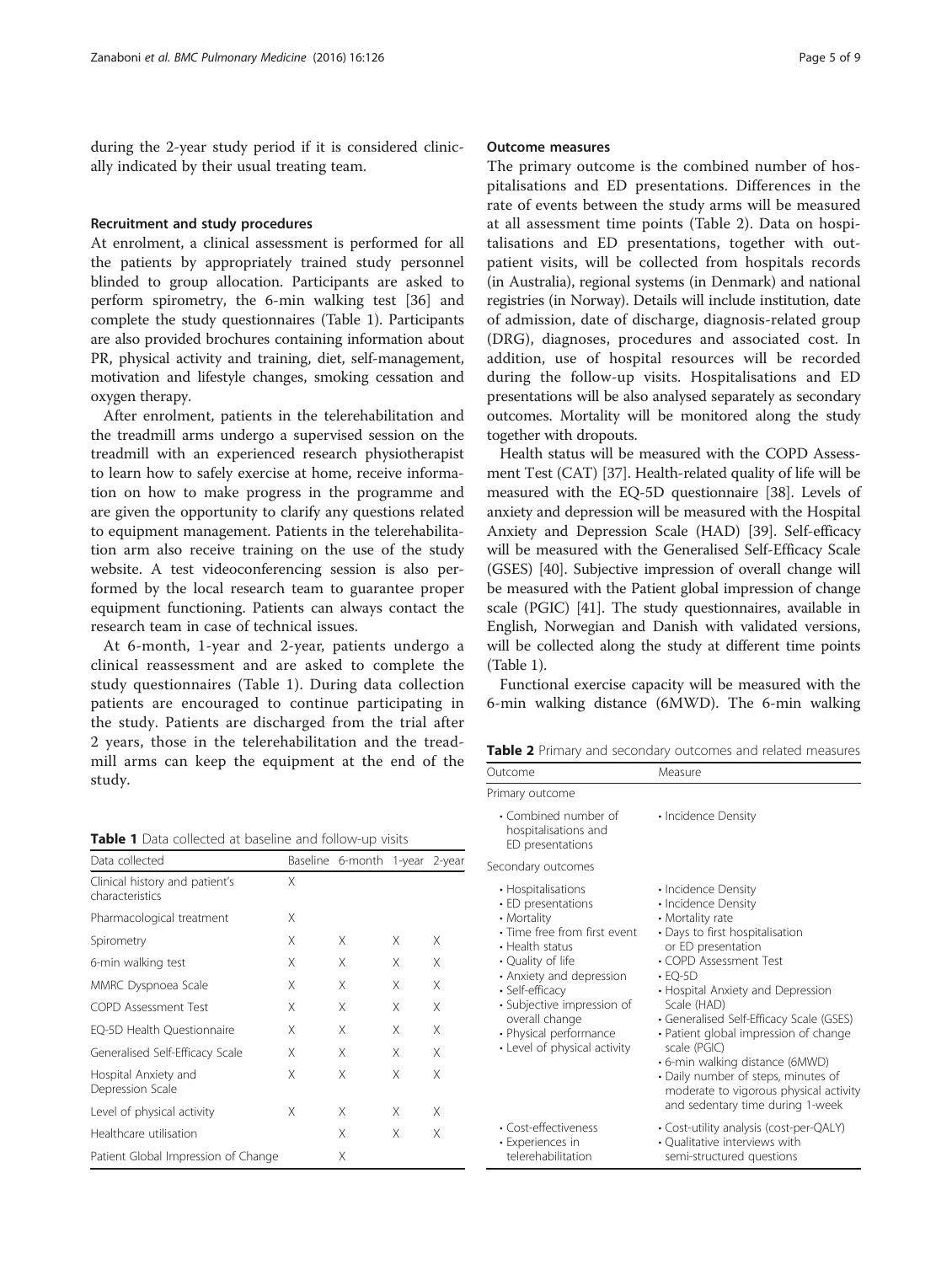during the 2-year study period if it is considered clinically indicated by their usual treating team.

### Recruitment and study procedures

At enrolment, a clinical assessment is performed for all the patients by appropriately trained study personnel blinded to group allocation. Participants are asked to perform spirometry, the 6-min walking test [36] and complete the study questionnaires (Table 1). Participants are also provided brochures containing information about PR, physical activity and training, diet, self-management, motivation and lifestyle changes, smoking cessation and oxygen therapy.

After enrolment, patients in the telerehabilitation and the treadmill arms undergo a supervised session on the treadmill with an experienced research physiotherapist to learn how to safely exercise at home, receive information on how to make progress in the programme and are given the opportunity to clarify any questions related to equipment management. Patients in the telerehabilitation arm also receive training on the use of the study website. A test videoconferencing session is also performed by the local research team to guarantee proper equipment functioning. Patients can always contact the research team in case of technical issues.

At 6-month, 1-year and 2-year, patients undergo a clinical reassessment and are asked to complete the study questionnaires (Table 1). During data collection patients are encouraged to continue participating in the study. Patients are discharged from the trial after 2 years, those in the telerehabilitation and the treadmill arms can keep the equipment at the end of the study.

**Table 1** Data collected at baseline and follow-up visits

| Data collected | Baseline | 6-month | 1-year | 2-year |
|---|---|---|---|---|
| Clinical history and patient's characteristics | X | | | |
| Pharmacological treatment | X | | | |
| Spirometry | X | X | X | X |
| 6-min walking test | X | X | X | X |
| MMRC Dyspnoea Scale | X | X | X | X |
| COPD Assessment Test | X | X | X | X |
| EQ-5D Health Questionnaire | X | X | X | X |
| Generalised Self-Efficacy Scale | X | X | X | X |
| Hospital Anxiety and Depression Scale | X | X | X | X |
| Level of physical activity | X | X | X | X |
| Healthcare utilisation | | X | X | X |
| Patient Global Impression of Change | | X | | |

### Outcome measures

The primary outcome is the combined number of hospitalisations and ED presentations. Differences in the rate of events between the study arms will be measured at all assessment time points (Table 2). Data on hospitalisations and ED presentations, together with outpatient visits, will be collected from hospitals records (in Australia), regional systems (in Denmark) and national registries (in Norway). Details will include institution, date of admission, date of discharge, diagnosis-related group (DRG), diagnoses, procedures and associated cost. In addition, use of hospital resources will be recorded during the follow-up visits. Hospitalisations and ED presentations will be also analysed separately as secondary outcomes. Mortality will be monitored along the study together with dropouts.

Health status will be measured with the COPD Assessment Test (CAT) [37]. Health-related quality of life will be measured with the EQ-5D questionnaire [38]. Levels of anxiety and depression will be measured with the Hospital Anxiety and Depression Scale (HAD) [39]. Self-efficacy will be measured with the Generalised Self-Efficacy Scale (GSES) [40]. Subjective impression of overall change will be measured with the Patient global impression of change scale (PGIC) [41]. The study questionnaires, available in English, Norwegian and Danish with validated versions, will be collected along the study at different time points (Table 1).

Functional exercise capacity will be measured with the 6-min walking distance (6MWD). The 6-min walking

**Table 2** Primary and secondary outcomes and related measures

| Outcome | Measure |
|---|---|
| Primary outcome | |
| • Combined number of hospitalisations and ED presentations | • Incidence Density |
| Secondary outcomes | |
| • Hospitalisations<br>• ED presentations<br>• Mortality<br>• Time free from first event<br>• Health status<br>• Quality of life<br>• Anxiety and depression<br>• Self-efficacy<br>• Subjective impression of overall change<br>• Physical performance<br>• Level of physical activity | • Incidence Density<br>• Incidence Density<br>• Mortality rate<br>• Days to first hospitalisation or ED presentation<br>• COPD Assessment Test<br>• EQ-5D<br>• Hospital Anxiety and Depression Scale (HAD)<br>• Generalised Self-Efficacy Scale (GSES)<br>• Patient global impression of change scale (PGIC)<br>• 6-min walking distance (6MWD)<br>• Daily number of steps, minutes of moderate to vigorous physical activity and sedentary time during 1-week |
| • Cost-effectiveness<br>• Experiences in telerehabilitation | • Cost-utility analysis (cost-per-QALY)<br>• Qualitative interviews with semi-structured questions |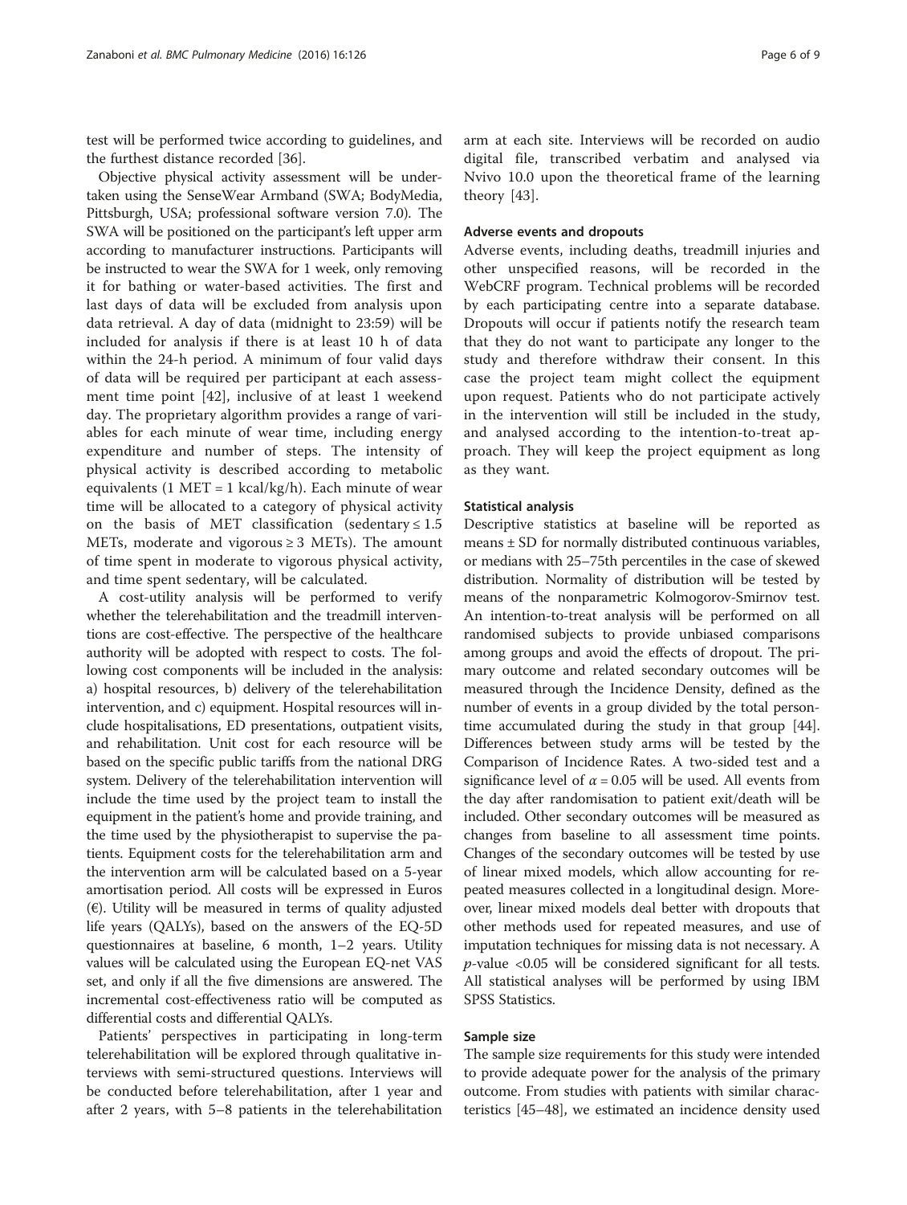test will be performed twice according to guidelines, and the furthest distance recorded [36].

Objective physical activity assessment will be undertaken using the SenseWear Armband (SWA; BodyMedia, Pittsburgh, USA; professional software version 7.0). The SWA will be positioned on the participant's left upper arm according to manufacturer instructions. Participants will be instructed to wear the SWA for 1 week, only removing it for bathing or water-based activities. The first and last days of data will be excluded from analysis upon data retrieval. A day of data (midnight to 23:59) will be included for analysis if there is at least 10 h of data within the 24-h period. A minimum of four valid days of data will be required per participant at each assessment time point [42], inclusive of at least 1 weekend day. The proprietary algorithm provides a range of variables for each minute of wear time, including energy expenditure and number of steps. The intensity of physical activity is described according to metabolic equivalents (1 MET = 1 kcal/kg/h). Each minute of wear time will be allocated to a category of physical activity on the basis of MET classification (sedentary ≤ 1.5 METs, moderate and vigorous ≥ 3 METs). The amount of time spent in moderate to vigorous physical activity, and time spent sedentary, will be calculated.

A cost-utility analysis will be performed to verify whether the telerehabilitation and the treadmill interventions are cost-effective. The perspective of the healthcare authority will be adopted with respect to costs. The following cost components will be included in the analysis: a) hospital resources, b) delivery of the telerehabilitation intervention, and c) equipment. Hospital resources will include hospitalisations, ED presentations, outpatient visits, and rehabilitation. Unit cost for each resource will be based on the specific public tariffs from the national DRG system. Delivery of the telerehabilitation intervention will include the time used by the project team to install the equipment in the patient's home and provide training, and the time used by the physiotherapist to supervise the patients. Equipment costs for the telerehabilitation arm and the intervention arm will be calculated based on a 5-year amortisation period. All costs will be expressed in Euros (€). Utility will be measured in terms of quality adjusted life years (QALYs), based on the answers of the EQ-5D questionnaires at baseline, 6 month, 1–2 years. Utility values will be calculated using the European EQ-net VAS set, and only if all the five dimensions are answered. The incremental cost-effectiveness ratio will be computed as differential costs and differential QALYs.

Patients' perspectives in participating in long-term telerehabilitation will be explored through qualitative interviews with semi-structured questions. Interviews will be conducted before telerehabilitation, after 1 year and after 2 years, with 5–8 patients in the telerehabilitation arm at each site. Interviews will be recorded on audio digital file, transcribed verbatim and analysed via Nvivo 10.0 upon the theoretical frame of the learning theory [43].

### Adverse events and dropouts

Adverse events, including deaths, treadmill injuries and other unspecified reasons, will be recorded in the WebCRF program. Technical problems will be recorded by each participating centre into a separate database. Dropouts will occur if patients notify the research team that they do not want to participate any longer to the study and therefore withdraw their consent. In this case the project team might collect the equipment upon request. Patients who do not participate actively in the intervention will still be included in the study, and analysed according to the intention-to-treat approach. They will keep the project equipment as long as they want.

### Statistical analysis

Descriptive statistics at baseline will be reported as means ± SD for normally distributed continuous variables, or medians with 25–75th percentiles in the case of skewed distribution. Normality of distribution will be tested by means of the nonparametric Kolmogorov-Smirnov test. An intention-to-treat analysis will be performed on all randomised subjects to provide unbiased comparisons among groups and avoid the effects of dropout. The primary outcome and related secondary outcomes will be measured through the Incidence Density, defined as the number of events in a group divided by the total person-time accumulated during the study in that group [44]. Differences between study arms will be tested by the Comparison of Incidence Rates. A two-sided test and a significance level of $\alpha = 0.05$ will be used. All events from the day after randomisation to patient exit/death will be included. Other secondary outcomes will be measured as changes from baseline to all assessment time points. Changes of the secondary outcomes will be tested by use of linear mixed models, which allow accounting for repeated measures collected in a longitudinal design. Moreover, linear mixed models deal better with dropouts that other methods used for repeated measures, and use of imputation techniques for missing data is not necessary. A $p$-value <0.05 will be considered significant for all tests. All statistical analyses will be performed by using IBM SPSS Statistics.

### Sample size

The sample size requirements for this study were intended to provide adequate power for the analysis of the primary outcome. From studies with patients with similar characteristics [45–48], we estimated an incidence density used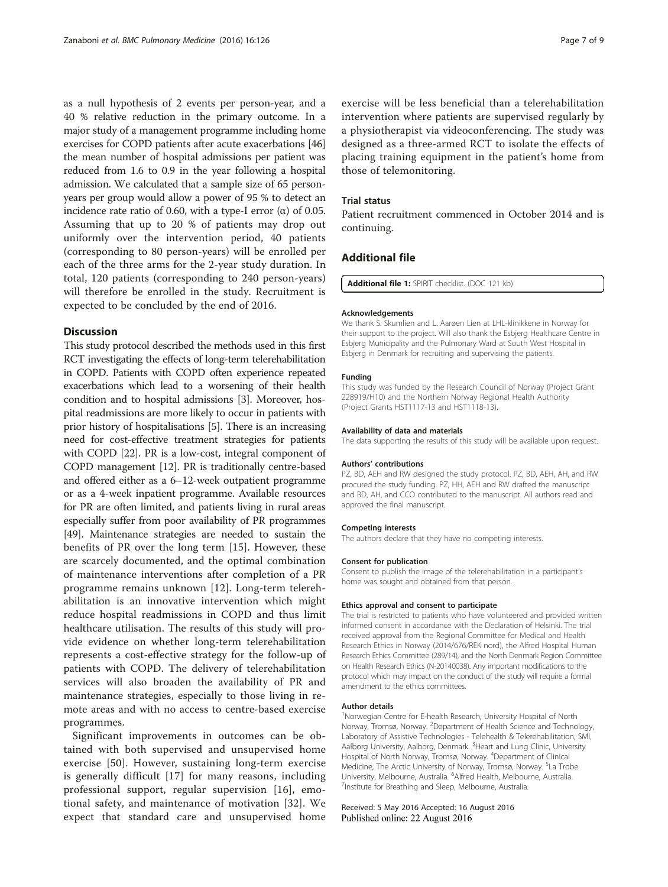as a null hypothesis of 2 events per person-year, and a 40 % relative reduction in the primary outcome. In a major study of a management programme including home exercises for COPD patients after acute exacerbations [46] the mean number of hospital admissions per patient was reduced from 1.6 to 0.9 in the year following a hospital admission. We calculated that a sample size of 65 person-years per group would allow a power of 95 % to detect an incidence rate ratio of 0.60, with a type-I error (α) of 0.05. Assuming that up to 20 % of patients may drop out uniformly over the intervention period, 40 patients (corresponding to 80 person-years) will be enrolled per each of the three arms for the 2-year study duration. In total, 120 patients (corresponding to 240 person-years) will therefore be enrolled in the study. Recruitment is expected to be concluded by the end of 2016.

## Discussion

This study protocol described the methods used in this first RCT investigating the effects of long-term telerehabilitation in COPD. Patients with COPD often experience repeated exacerbations which lead to a worsening of their health condition and to hospital admissions [3]. Moreover, hospital readmissions are more likely to occur in patients with prior history of hospitalisations [5]. There is an increasing need for cost-effective treatment strategies for patients with COPD [22]. PR is a low-cost, integral component of COPD management [12]. PR is traditionally centre-based and offered either as a 6–12-week outpatient programme or as a 4-week inpatient programme. Available resources for PR are often limited, and patients living in rural areas especially suffer from poor availability of PR programmes [49]. Maintenance strategies are needed to sustain the benefits of PR over the long term [15]. However, these are scarcely documented, and the optimal combination of maintenance interventions after completion of a PR programme remains unknown [12]. Long-term telerehabilitation is an innovative intervention which might reduce hospital readmissions in COPD and thus limit healthcare utilisation. The results of this study will provide evidence on whether long-term telerehabilitation represents a cost-effective strategy for the follow-up of patients with COPD. The delivery of telerehabilitation services will also broaden the availability of PR and maintenance strategies, especially to those living in remote areas and with no access to centre-based exercise programmes.

Significant improvements in outcomes can be obtained with both supervised and unsupervised home exercise [50]. However, sustaining long-term exercise is generally difficult [17] for many reasons, including professional support, regular supervision [16], emotional safety, and maintenance of motivation [32]. We expect that standard care and unsupervised home exercise will be less beneficial than a telerehabilitation intervention where patients are supervised regularly by a physiotherapist via videoconferencing. The study was designed as a three-armed RCT to isolate the effects of placing training equipment in the patient's home from those of telemonitoring.

### Trial status

Patient recruitment commenced in October 2014 and is continuing.

## Additional file

**Additional file 1:** SPIRIT checklist. (DOC 121 kb)

#### Acknowledgements

We thank S. Skumlien and L. Aarøen Lien at LHL-klinikkene in Norway for their support to the project. Will also thank the Esbjerg Healthcare Centre in Esbjerg Municipality and the Pulmonary Ward at South West Hospital in Esbjerg in Denmark for recruiting and supervising the patients.

#### Funding

This study was funded by the Research Council of Norway (Project Grant 228919/H10) and the Northern Norway Regional Health Authority (Project Grants HST1117-13 and HST1118-13).

#### Availability of data and materials

The data supporting the results of this study will be available upon request.

#### Authors' contributions

PZ, BD, AEH and RW designed the study protocol. PZ, BD, AEH, AH, and RW procured the study funding. PZ, HH, AEH and RW drafted the manuscript and BD, AH, and CCO contributed to the manuscript. All authors read and approved the final manuscript.

#### Competing interests

The authors declare that they have no competing interests.

#### Consent for publication

Consent to publish the image of the telerehabilitation in a participant's home was sought and obtained from that person.

#### Ethics approval and consent to participate

The trial is restricted to patients who have volunteered and provided written informed consent in accordance with the Declaration of Helsinki. The trial received approval from the Regional Committee for Medical and Health Research Ethics in Norway (2014/676/REK nord), the Alfred Hospital Human Research Ethics Committee (289/14), and the North Denmark Region Committee on Health Research Ethics (N-20140038). Any important modifications to the protocol which may impact on the conduct of the study will require a formal amendment to the ethics committees.

#### Author details

[1]Norwegian Centre for E-health Research, University Hospital of North Norway, Tromsø, Norway. [2]Department of Health Science and Technology, Laboratory of Assistive Technologies - Telehealth & Telerehabilitation, SMI, Aalborg University, Aalborg, Denmark. [3]Heart and Lung Clinic, University Hospital of North Norway, Tromsø, Norway. [4]Department of Clinical Medicine, The Arctic University of Norway, Tromsø, Norway. [5]La Trobe University, Melbourne, Australia. [6]Alfred Health, Melbourne, Australia. [7]Institute for Breathing and Sleep, Melbourne, Australia.

Received: 5 May 2016 Accepted: 16 August 2016
Published online: 22 August 2016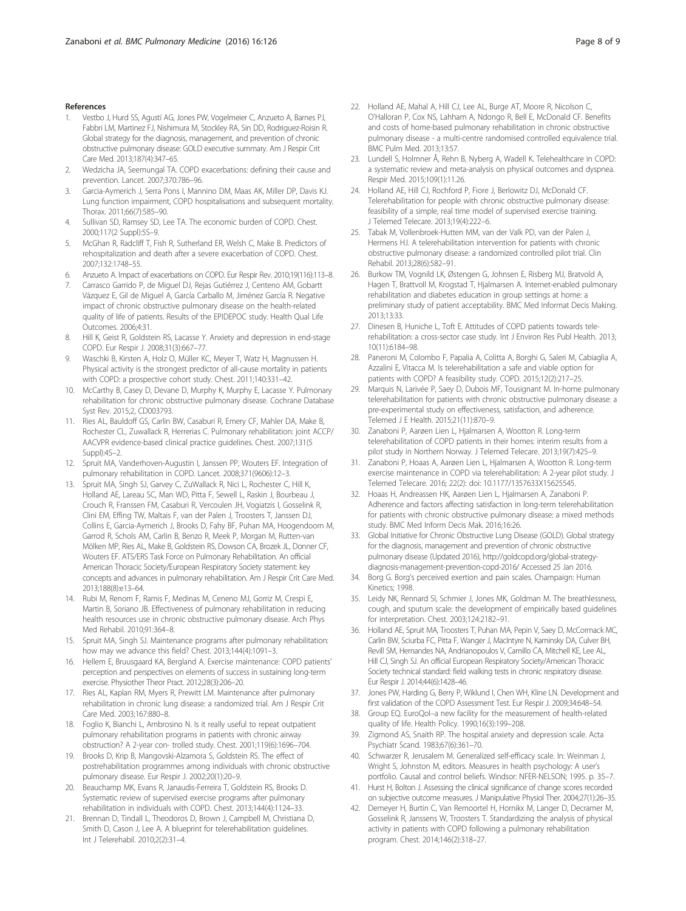## References

1. Vestbo J, Hurd SS, Agustí AG, Jones PW, Vogelmeier C, Anzueto A, Barnes PJ, Fabbri LM, Martinez FJ, Nishimura M, Stockley RA, Sin DD, Rodriguez-Roisin R. Global strategy for the diagnosis, management, and prevention of chronic obstructive pulmonary disease: GOLD executive summary. Am J Respir Crit Care Med. 2013;187(4):347–65.
2. Wedzicha JA, Seemungal TA. COPD exacerbations: defining their cause and prevention. Lancet. 2007;370:786–96.
3. Garcia-Aymerich J, Serra Pons I, Mannino DM, Maas AK, Miller DP, Davis KJ. Lung function impairment, COPD hospitalisations and subsequent mortality. Thorax. 2011;66(7):585–90.
4. Sullivan SD, Ramsey SD, Lee TA. The economic burden of COPD. Chest. 2000;117(2 Suppl):5S–9.
5. McGhan R, Radcliff T, Fish R, Sutherland ER, Welsh C, Make B. Predictors of rehospitalization and death after a severe exacerbation of COPD. Chest. 2007;132:1748–55.
6. Anzueto A. Impact of exacerbations on COPD. Eur Respir Rev. 2010;19(116):113–8.
7. Carrasco Garrido P, de Miguel DJ, Rejas Gutiérrez J, Centeno AM, Gobartt Vázquez E, Gil de Miguel A, García Carballo M, Jiménez García R. Negative impact of chronic obstructive pulmonary disease on the health-related quality of life of patients. Results of the EPIDEPOC study. Health Qual Life Outcomes. 2006;4:31.
8. Hill K, Geist R, Goldstein RS, Lacasse Y. Anxiety and depression in end-stage COPD. Eur Respir J. 2008;31(3):667–77.
9. Waschki B, Kirsten A, Holz O, Müller KC, Meyer T, Watz H, Magnussen H. Physical activity is the strongest predictor of all-cause mortality in patients with COPD: a prospective cohort study. Chest. 2011;140:331–42.
10. McCarthy B, Casey D, Devane D, Murphy K, Murphy E, Lacasse Y. Pulmonary rehabilitation for chronic obstructive pulmonary disease. Cochrane Database Syst Rev. 2015;2, CD003793.
11. Ries AL, Bauldoff GS, Carlin BW, Casaburi R, Emery CF, Mahler DA, Make B, Rochester CL, Zuwallack R, Herrerias C. Pulmonary rehabilitation: joint ACCP/AACVPR evidence-based clinical practice guidelines. Chest. 2007;131(5 Suppl):4S–2.
12. Spruit MA, Vanderhoven-Augustin I, Janssen PP, Wouters EF. Integration of pulmonary rehabilitation in COPD. Lancet. 2008;371(9606):12–3.
13. Spruit MA, Singh SJ, Garvey C, ZuWallack R, Nici L, Rochester C, Hill K, Holland AE, Lareau SC, Man WD, Pitta F, Sewell L, Raskin J, Bourbeau J, Crouch R, Franssen FM, Casaburi R, Vercoulen JH, Vogiatzis I, Gosselink R, Clini EM, Effing TW, Maltais F, van der Palen J, Troosters T, Janssen DJ, Collins E, Garcia-Aymerich J, Brooks D, Fahy BF, Puhan MA, Hoogendoorn M, Garrod R, Schols AM, Carlin B, Benzo R, Meek P, Morgan M, Rutten-van Mölken MP, Ries AL, Make B, Goldstein RS, Dowson CA, Brozek JL, Donner CF, Wouters EF. ATS/ERS Task Force on Pulmonary Rehabilitation. An official American Thoracic Society/European Respiratory Society statement: key concepts and advances in pulmonary rehabilitation. Am J Respir Crit Care Med. 2013;188(8):e13–64.
14. Rubi M, Renom F, Ramis F, Medinas M, Ceneno MJ, Gorriz M, Crespi E, Martin B, Soriano JB. Effectiveness of pulmonary rehabilitation in reducing health resources use in chronic obstructive pulmonary disease. Arch Phys Med Rehabil. 2010;91:364–8.
15. Spruit MA, Singh SJ. Maintenance programs after pulmonary rehabilitation: how may we advance this field? Chest. 2013;144(4):1091–3.
16. Hellem E, Bruusgaard KA, Bergland A. Exercise maintenance: COPD patients' perception and perspectives on elements of success in sustaining long-term exercise. Physiother Theor Pract. 2012;28(3):206–20.
17. Ries AL, Kaplan RM, Myers R, Prewitt LM. Maintenance after pulmonary rehabilitation in chronic lung disease: a randomized trial. Am J Respir Crit Care Med. 2003;167:880–8.
18. Foglio K, Bianchi L, Ambrosino N. Is it really useful to repeat outpatient pulmonary rehabilitation programs in patients with chronic airway obstruction? A 2-year con- trolled study. Chest. 2001;119(6):1696–704.
19. Brooks D, Krip B, Mangovski-Alzamora S, Goldstein RS. The effect of postrehabilitation programmes among individuals with chronic obstructive pulmonary disease. Eur Respir J. 2002;20(1):20–9.
20. Beauchamp MK, Evans R, Janaudis-Ferreira T, Goldstein RS, Brooks D. Systematic review of supervised exercise programs after pulmonary rehabilitation in individuals with COPD. Chest. 2013;144(4):1124–33.
21. Brennan D, Tindall L, Theodoros D, Brown J, Campbell M, Christiana D, Smith D, Cason J, Lee A. A blueprint for telerehabilitation guidelines. Int J Telerehabil. 2010;2(2):31–4.
22. Holland AE, Mahal A, Hill CJ, Lee AL, Burge AT, Moore R, Nicolson C, O'Halloran P, Cox NS, Lahham A, Ndongo R, Bell E, McDonald CF. Benefits and costs of home-based pulmonary rehabilitation in chronic obstructive pulmonary disease - a multi-centre randomised controlled equivalence trial. BMC Pulm Med. 2013;13:57.
23. Lundell S, Holmner Å, Rehn B, Nyberg A, Wadell K. Telehealthcare in COPD: a systematic review and meta-analysis on physical outcomes and dyspnea. Respir Med. 2015;109(1):11.26.
24. Holland AE, Hill CJ, Rochford P, Fiore J, Berlowitz DJ, McDonald CF. Telerehabilitation for people with chronic obstructive pulmonary disease: feasibility of a simple, real time model of supervised exercise training. J Telemed Telecare. 2013;19(4):222–6.
25. Tabak M, Vollenbroek-Hutten MM, van der Valk PD, van der Palen J, Hermens HJ. A telerehabilitation intervention for patients with chronic obstructive pulmonary disease: a randomized controlled pilot trial. Clin Rehabil. 2013;28(6):582–91.
26. Burkow TM, Vognild LK, Østengen G, Johnsen E, Risberg MJ, Bratvold A, Hagen T, Brattvoll M, Krogstad T, Hjalmarsen A. Internet-enabled pulmonary rehabilitation and diabetes education in group settings at home: a preliminary study of patient acceptability. BMC Med Informat Decis Making. 2013;13:33.
27. Dinesen B, Huniche L, Toft E. Attitudes of COPD patients towards tele-rehabilitation: a cross-sector case study. Int J Environ Res Publ Health. 2013; 10(11):6184–98.
28. Paneroni M, Colombo F, Papalia A, Colitta A, Borghi G, Saleri M, Cabiaglia A, Azzalini E, Vitacca M. Is telerehabilitation a safe and viable option for patients with COPD? A feasibility study. COPD. 2015;12(2):217–25.
29. Marquis N, Larivée P, Saey D, Dubois MF, Tousignant M. In-home pulmonary telerehabilitation for patients with chronic obstructive pulmonary disease: a pre-experimental study on effectiveness, satisfaction, and adherence. Telemed J E Health. 2015;21(11):870–9.
30. Zanaboni P, Aarøen Lien L, Hjalmarsen A, Wootton R. Long-term telerehabilitation of COPD patients in their homes: interim results from a pilot study in Northern Norway. J Telemed Telecare. 2013;19(7):425–9.
31. Zanaboni P, Hoaas A, Aarøen Lien L, Hjalmarsen A, Wootton R. Long-term exercise maintenance in COPD via telerehabilitation: A 2-year pilot study. J Telemed Telecare. 2016; 22(2): doi: 10.1177/1357633X15625545.
32. Hoaas H, Andreassen HK, Aarøen Lien L, Hjalmarsen A, Zanaboni P. Adherence and factors affecting satisfaction in long-term telerehabilitation for patients with chronic obstructive pulmonary disease: a mixed methods study. BMC Med Inform Decis Mak. 2016;16:26.
33. Global Initiative for Chronic Obstructive Lung Disease (GOLD). Global strategy for the diagnosis, management and prevention of chronic obstructive pulmonary disease (Updated 2016), http://goldcopd.org/global-strategy-diagnosis-management-prevention-copd-2016/ Accessed 25 Jan 2016.
34. Borg G. Borg's perceived exertion and pain scales. Champaign: Human Kinetics; 1998.
35. Leidy NK, Rennard SI, Schmier J, Jones MK, Goldman M. The breathlessness, cough, and sputum scale: the development of empirically based guidelines for interpretation. Chest. 2003;124:2182–91.
36. Holland AE, Spruit MA, Troosters T, Puhan MA, Pepin V, Saey D, McCormack MC, Carlin BW, Sciurba FC, Pitta F, Wanger J, MacIntyre N, Kaminsky DA, Culver BH, Revill SM, Hernandes NA, Andrianopoulos V, Camillo CA, Mitchell KE, Lee AL, Hill CJ, Singh SJ. An official European Respiratory Society/American Thoracic Society technical standard: field walking tests in chronic respiratory disease. Eur Respir J. 2014;44(6):1428–46.
37. Jones PW, Harding G, Berry P, Wiklund I, Chen WH, Kline LN. Development and first validation of the COPD Assessment Test. Eur Respir J. 2009;34:648–54.
38. Group EQ. EuroQol–a new facility for the measurement of health-related quality of life. Health Policy. 1990;16(3):199–208.
39. Zigmond AS, Snaith RP. The hospital anxiety and depression scale. Acta Psychiatr Scand. 1983;67(6):361–70.
40. Schwarzer R, Jerusalem M. Generalized self-efficacy scale. In: Weinman J, Wright S, Johnston M, editors. Measures in health psychology: A user's portfolio. Causal and control beliefs. Windsor: NFER-NELSON; 1995. p. 35–7.
41. Hurst H, Bolton J. Assessing the clinical significance of change scores recorded on subjective outcome measures. J Manipulative Physiol Ther. 2004;27(1):26–35.
42. Demeyer H, Burtin C, Van Remoortel H, Hornikx M, Langer D, Decramer M, Gosselink R, Janssens W, Troosters T. Standardizing the analysis of physical activity in patients with COPD following a pulmonary rehabilitation program. Chest. 2014;146(2):318–27.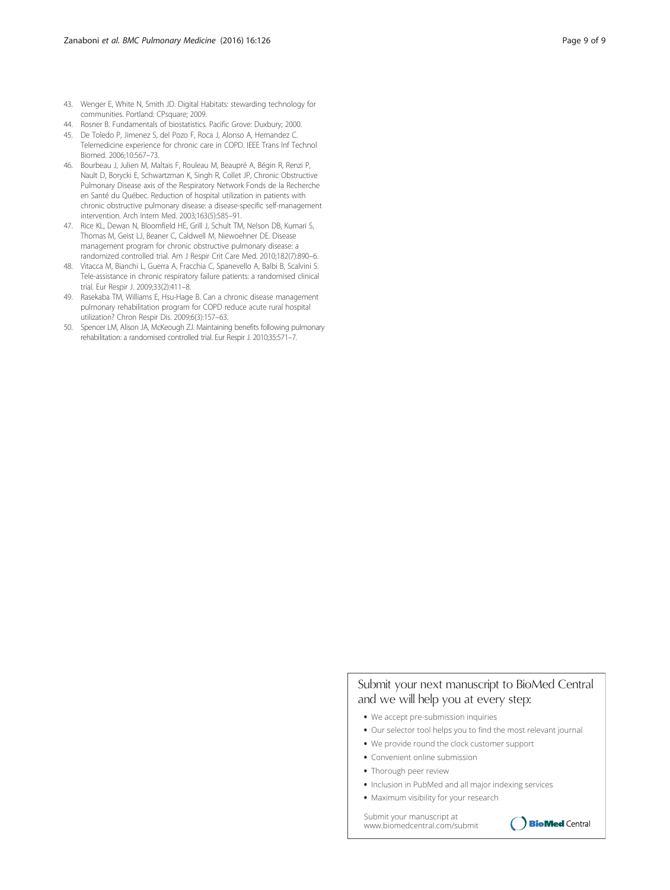43. Wenger E, White N, Smith JD. Digital Habitats: stewarding technology for communities. Portland: CPsquare; 2009.
44. Rosner B. Fundamentals of biostatistics. Pacific Grove: Duxbury; 2000.
45. De Toledo P, Jimenez S, del Pozo F, Roca J, Alonso A, Hernandez C. Telemedicine experience for chronic care in COPD. IEEE Trans Inf Technol Biomed. 2006;10:567–73.
46. Bourbeau J, Julien M, Maltais F, Rouleau M, Beaupré A, Bégin R, Renzi P, Nault D, Borycki E, Schwartzman K, Singh R, Collet JP, Chronic Obstructive Pulmonary Disease axis of the Respiratory Network Fonds de la Recherche en Santé du Québec. Reduction of hospital utilization in patients with chronic obstructive pulmonary disease: a disease-specific self-management intervention. Arch Intern Med. 2003;163(5):585–91.
47. Rice KL, Dewan N, Bloomfield HE, Grill J, Schult TM, Nelson DB, Kumari S, Thomas M, Geist LJ, Beaner C, Caldwell M, Niewoehner DE. Disease management program for chronic obstructive pulmonary disease: a randomized controlled trial. Am J Respir Crit Care Med. 2010;182(7):890–6.
48. Vitacca M, Bianchi L, Guerra A, Fracchia C, Spanevello A, Balbi B, Scalvini S. Tele-assistance in chronic respiratory failure patients: a randomised clinical trial. Eur Respir J. 2009;33(2):411–8.
49. Rasekaba TM, Williams E, Hsu-Hage B. Can a chronic disease management pulmonary rehabilitation program for COPD reduce acute rural hospital utilization? Chron Respir Dis. 2009;6(3):157–63.
50. Spencer LM, Alison JA, McKeough ZJ. Maintaining benefits following pulmonary rehabilitation: a randomised controlled trial. Eur Respir J. 2010;35:571–7.

Submit your next manuscript to BioMed Central and we will help you at every step:

- We accept pre-submission inquiries
- Our selector tool helps you to find the most relevant journal
- We provide round the clock customer support
- Convenient online submission
- Thorough peer review
- Inclusion in PubMed and all major indexing services
- Maximum visibility for your research

Submit your manuscript at www.biomedcentral.com/submit

BioMed Central